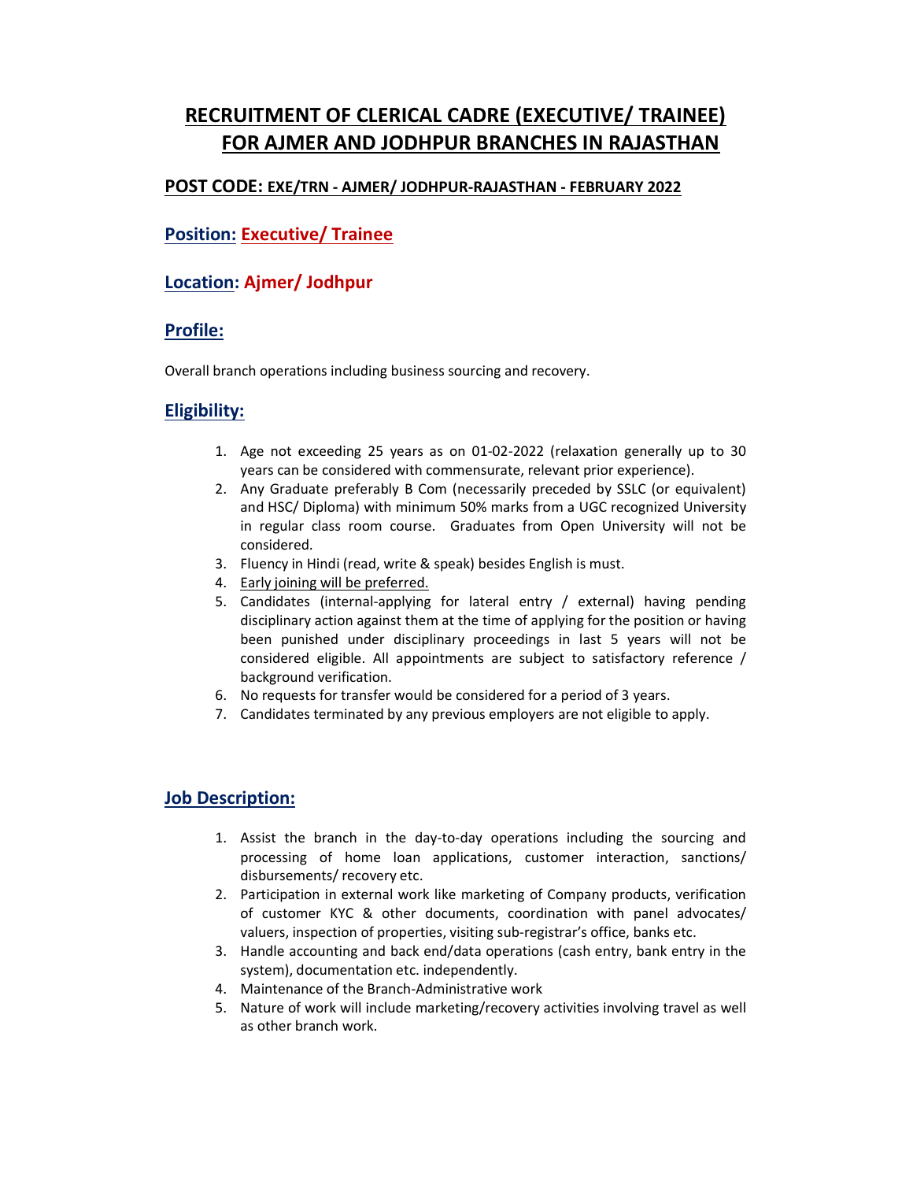# RECRUITMENT OF CLERICAL CADRE (EXECUTIVE/ TRAINEE) FOR AJMER AND JODHPUR BRANCHES IN RAJASTHAN

## POST CODE: EXE/TRN - AJMER/ JODHPUR-RAJASTHAN - FEBRUARY 2022

## Position: Executive/ Trainee

## Location: Ajmer/ Jodhpur

## Profile:

Overall branch operations including business sourcing and recovery.

## Eligibility:

1. Age not exceeding 25 years as on 01-02-2022 (relaxation generally up to 30 years can be considered with commensurate, relevant prior experience).
2. Any Graduate preferably B Com (necessarily preceded by SSLC (or equivalent) and HSC/ Diploma) with minimum 50% marks from a UGC recognized University in regular class room course. Graduates from Open University will not be considered.
3. Fluency in Hindi (read, write & speak) besides English is must.
4. Early joining will be preferred.
5. Candidates (internal-applying for lateral entry / external) having pending disciplinary action against them at the time of applying for the position or having been punished under disciplinary proceedings in last 5 years will not be considered eligible. All appointments are subject to satisfactory reference / background verification.
6. No requests for transfer would be considered for a period of 3 years.
7. Candidates terminated by any previous employers are not eligible to apply.

## Job Description:

1. Assist the branch in the day-to-day operations including the sourcing and processing of home loan applications, customer interaction, sanctions/ disbursements/ recovery etc.
2. Participation in external work like marketing of Company products, verification of customer KYC & other documents, coordination with panel advocates/ valuers, inspection of properties, visiting sub-registrar's office, banks etc.
3. Handle accounting and back end/data operations (cash entry, bank entry in the system), documentation etc. independently.
4. Maintenance of the Branch-Administrative work
5. Nature of work will include marketing/recovery activities involving travel as well as other branch work.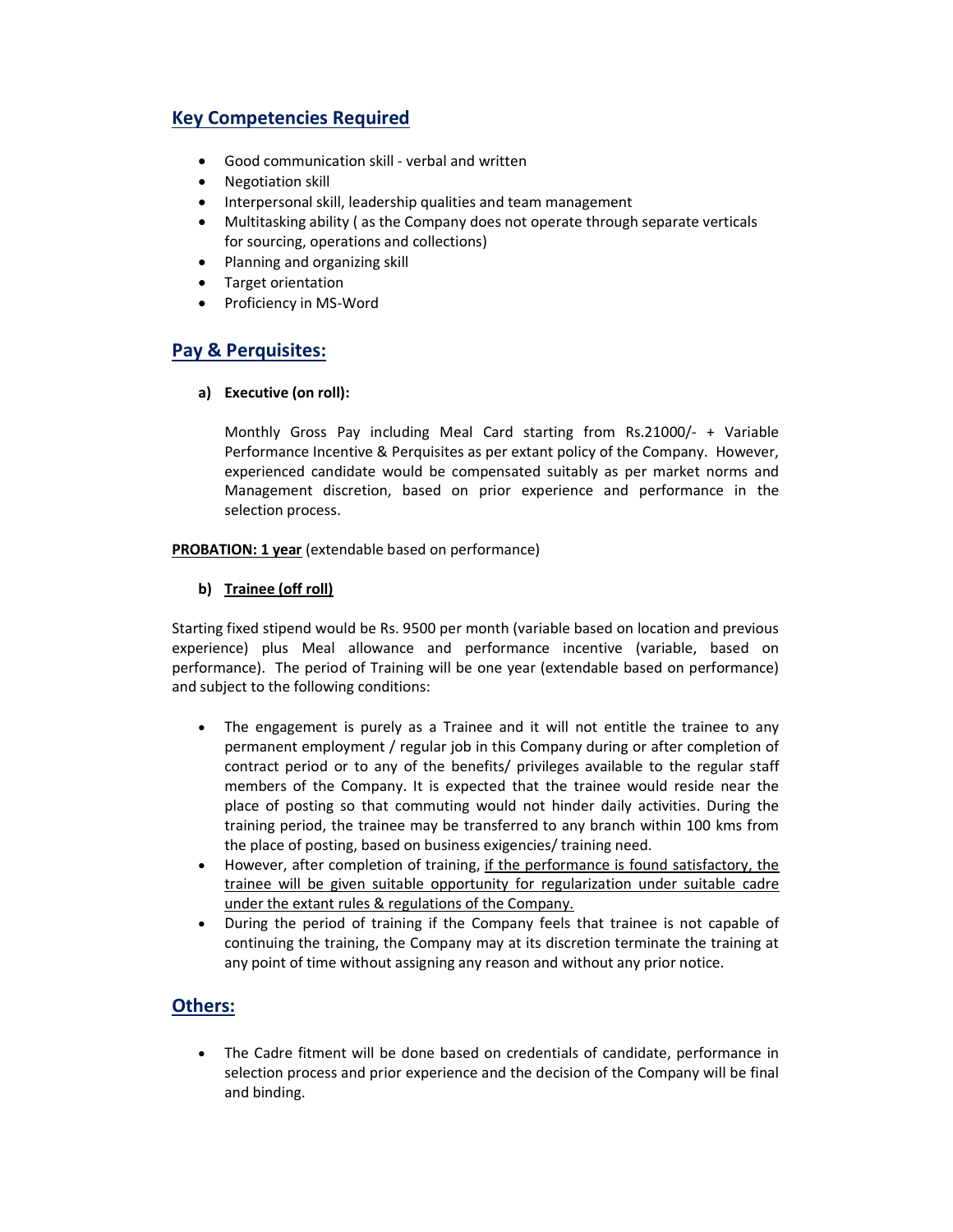## Key Competencies Required

- Good communication skill - verbal and written
- Negotiation skill
- Interpersonal skill, leadership qualities and team management
- Multitasking ability ( as the Company does not operate through separate verticals for sourcing, operations and collections)
- Planning and organizing skill
- Target orientation
- Proficiency in MS-Word

## Pay & Perquisites:

**a) Executive (on roll):**

Monthly Gross Pay including Meal Card starting from Rs.21000/- + Variable Performance Incentive & Perquisites as per extant policy of the Company. However, experienced candidate would be compensated suitably as per market norms and Management discretion, based on prior experience and performance in the selection process.

**PROBATION: 1 year** (extendable based on performance)

**b) Trainee (off roll)**

Starting fixed stipend would be Rs. 9500 per month (variable based on location and previous experience) plus Meal allowance and performance incentive (variable, based on performance). The period of Training will be one year (extendable based on performance) and subject to the following conditions:

- The engagement is purely as a Trainee and it will not entitle the trainee to any permanent employment / regular job in this Company during or after completion of contract period or to any of the benefits/ privileges available to the regular staff members of the Company. It is expected that the trainee would reside near the place of posting so that commuting would not hinder daily activities. During the training period, the trainee may be transferred to any branch within 100 kms from the place of posting, based on business exigencies/ training need.
- However, after completion of training, if the performance is found satisfactory, the trainee will be given suitable opportunity for regularization under suitable cadre under the extant rules & regulations of the Company.
- During the period of training if the Company feels that trainee is not capable of continuing the training, the Company may at its discretion terminate the training at any point of time without assigning any reason and without any prior notice.

## Others:

- The Cadre fitment will be done based on credentials of candidate, performance in selection process and prior experience and the decision of the Company will be final and binding.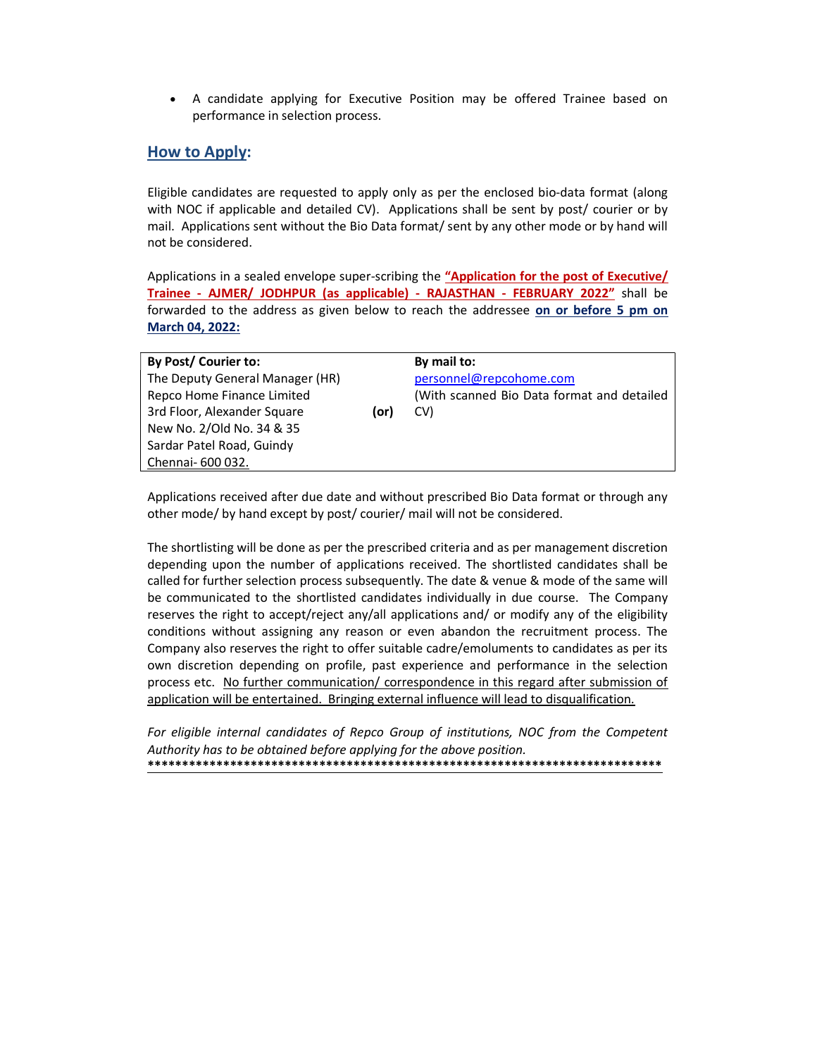- A candidate applying for Executive Position may be offered Trainee based on performance in selection process.

## How to Apply:

Eligible candidates are requested to apply only as per the enclosed bio-data format (along with NOC if applicable and detailed CV). Applications shall be sent by post/ courier or by mail. Applications sent without the Bio Data format/ sent by any other mode or by hand will not be considered.

Applications in a sealed envelope super-scribing the **"Application for the post of Executive/ Trainee - AJMER/ JODHPUR (as applicable) - RAJASTHAN - FEBRUARY 2022"** shall be forwarded to the address as given below to reach the addressee **on or before 5 pm on March 04, 2022:**

| | | |
|---|---|---|
| **By Post/ Courier to:**<br>The Deputy General Manager (HR)<br>Repco Home Finance Limited<br>3rd Floor, Alexander Square<br>New No. 2/Old No. 34 & 35<br>Sardar Patel Road, Guindy<br>Chennai- 600 032. | **(or)** | **By mail to:**<br>personnel@repcohome.com<br>(With scanned Bio Data format and detailed CV) |

Applications received after due date and without prescribed Bio Data format or through any other mode/ by hand except by post/ courier/ mail will not be considered.

The shortlisting will be done as per the prescribed criteria and as per management discretion depending upon the number of applications received. The shortlisted candidates shall be called for further selection process subsequently. The date & venue & mode of the same will be communicated to the shortlisted candidates individually in due course. The Company reserves the right to accept/reject any/all applications and/ or modify any of the eligibility conditions without assigning any reason or even abandon the recruitment process. The Company also reserves the right to offer suitable cadre/emoluments to candidates as per its own discretion depending on profile, past experience and performance in the selection process etc. No further communication/ correspondence in this regard after submission of application will be entertained. Bringing external influence will lead to disqualification.

*For eligible internal candidates of Repco Group of institutions, NOC from the Competent Authority has to be obtained before applying for the above position.*

********************************************************************************